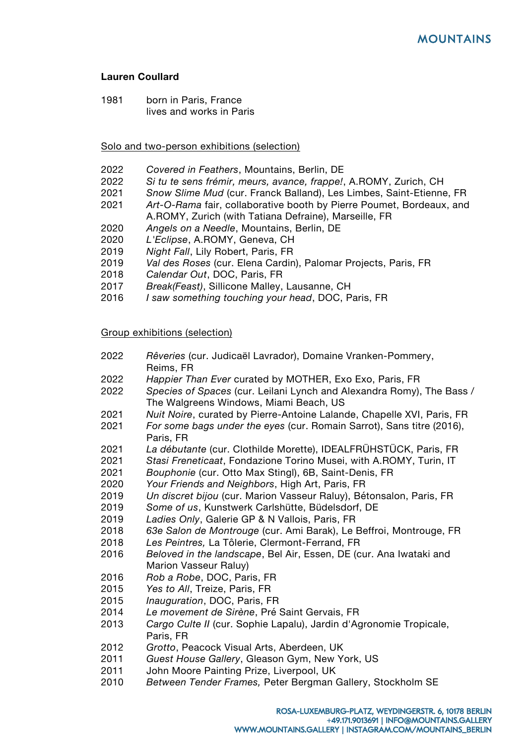# Lauren Coullard

1981 born in Paris, France
lives and works in Paris

## Solo and two-person exhibitions (selection)

2022 *Covered in Feathers*, Mountains, Berlin, DE
2022 *Si tu te sens frémir, meurs, avance, frappe!*, A.ROMY, Zurich, CH
2021 *Snow Slime Mud* (cur. Franck Balland), Les Limbes, Saint-Etienne, FR
2021 *Art-O-Rama* fair, collaborative booth by Pierre Poumet, Bordeaux, and A.ROMY, Zurich (with Tatiana Defraine), Marseille, FR
2020 *Angels on a Needle*, Mountains, Berlin, DE
2020 *L'Eclipse*, A.ROMY, Geneva, CH
2019 *Night Fall*, Lily Robert, Paris, FR
2019 *Val des Roses* (cur. Elena Cardin), Palomar Projects, Paris, FR
2018 *Calendar Out*, DOC, Paris, FR
2017 *Break(Feast)*, Sillicone Malley, Lausanne, CH
2016 *I saw something touching your head*, DOC, Paris, FR

## Group exhibitions (selection)

2022 *Rêveries* (cur. Judicaël Lavrador), Domaine Vranken-Pommery, Reims, FR
2022 *Happier Than Ever* curated by MOTHER, Exo Exo, Paris, FR
2022 *Species of Spaces* (cur. Leilani Lynch and Alexandra Romy), The Bass / The Walgreens Windows, Miami Beach, US
2021 *Nuit Noire*, curated by Pierre-Antoine Lalande, Chapelle XVI, Paris, FR
2021 *For some bags under the eyes* (cur. Romain Sarrot), Sans titre (2016), Paris, FR
2021 *La débutante* (cur. Clothilde Morette), IDEALFRÜHSTÜCK, Paris, FR
2021 *Stasi Freneticaat*, Fondazione Torino Musei, with A.ROMY, Turin, IT
2021 *Bouphonie* (cur. Otto Max Stingl), 6B, Saint-Denis, FR
2020 *Your Friends and Neighbors*, High Art, Paris, FR
2019 *Un discret bijou* (cur. Marion Vasseur Raluy), Bétonsalon, Paris, FR
2019 *Some of us*, Kunstwerk Carlshütte, Büdelsdorf, DE
2019 *Ladies Only*, Galerie GP & N Vallois, Paris, FR
2018 *63e Salon de Montrouge* (cur. Ami Barak), Le Beffroi, Montrouge, FR
2018 *Les Peintres,* La Tôlerie, Clermont-Ferrand, FR
2016 *Beloved in the landscape*, Bel Air, Essen, DE (cur. Ana Iwataki and Marion Vasseur Raluy)
2016 *Rob a Robe*, DOC, Paris, FR
2015 *Yes to All*, Treize, Paris, FR
2015 *Inauguration*, DOC, Paris, FR
2014 *Le movement de Sirène*, Pré Saint Gervais, FR
2013 *Cargo Culte II* (cur. Sophie Lapalu), Jardin d'Agronomie Tropicale, Paris, FR
2012 *Grotto*, Peacock Visual Arts, Aberdeen, UK
2011 *Guest House Gallery*, Gleason Gym, New York, US
2011 John Moore Painting Prize, Liverpool, UK
2010 *Between Tender Frames,* Peter Bergman Gallery, Stockholm SE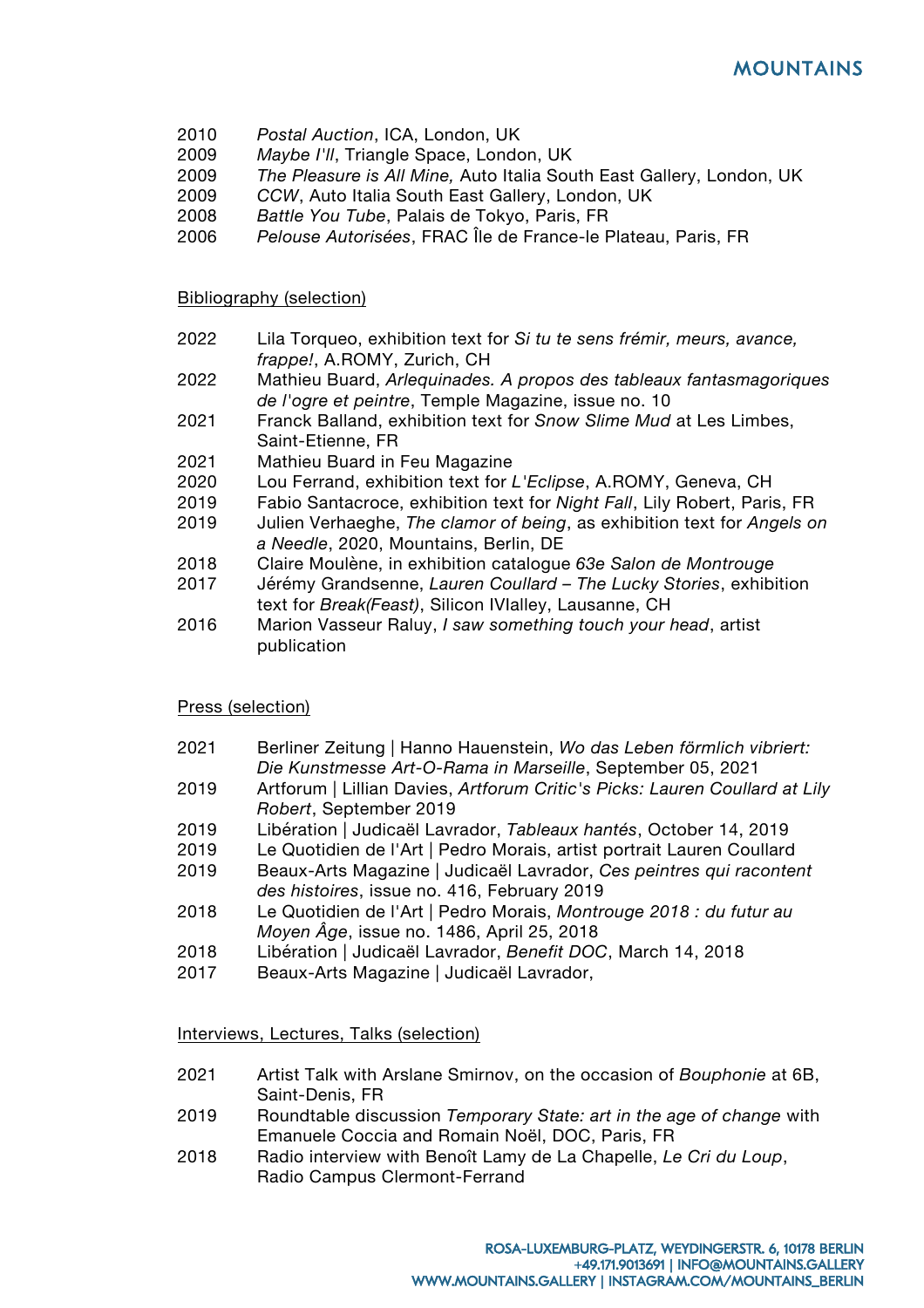2010 *Postal Auction*, ICA, London, UK
2009 *Maybe I'll*, Triangle Space, London, UK
2009 *The Pleasure is All Mine,* Auto Italia South East Gallery, London, UK
2009 *CCW*, Auto Italia South East Gallery, London, UK
2008 *Battle You Tube*, Palais de Tokyo, Paris, FR
2006 *Pelouse Autorisées*, FRAC Île de France-le Plateau, Paris, FR

## Bibliography (selection)

2022 Lila Torqueo, exhibition text for *Si tu te sens frémir, meurs, avance, frappe!*, A.ROMY, Zurich, CH
2022 Mathieu Buard, *Arlequinades. A propos des tableaux fantasmagoriques de l'ogre et peintre*, Temple Magazine, issue no. 10
2021 Franck Balland, exhibition text for *Snow Slime Mud* at Les Limbes, Saint-Etienne, FR
2021 Mathieu Buard in Feu Magazine
2020 Lou Ferrand, exhibition text for *L'Eclipse*, A.ROMY, Geneva, CH
2019 Fabio Santacroce, exhibition text for *Night Fall*, Lily Robert, Paris, FR
2019 Julien Verhaeghe, *The clamor of being*, as exhibition text for *Angels on a Needle*, 2020, Mountains, Berlin, DE
2018 Claire Moulène, in exhibition catalogue *63e Salon de Montrouge*
2017 Jérémy Grandsenne, *Lauren Coullard – The Lucky Stories*, exhibition text for *Break(Feast)*, Silicon IVlalley, Lausanne, CH
2016 Marion Vasseur Raluy, *I saw something touch your head*, artist publication

## Press (selection)

2021 Berliner Zeitung | Hanno Hauenstein, *Wo das Leben förmlich vibriert: Die Kunstmesse Art-O-Rama in Marseille*, September 05, 2021
2019 Artforum | Lillian Davies, *Artforum Critic's Picks: Lauren Coullard at Lily Robert*, September 2019
2019 Libération | Judicaël Lavrador, *Tableaux hantés*, October 14, 2019
2019 Le Quotidien de l'Art | Pedro Morais, artist portrait Lauren Coullard
2019 Beaux-Arts Magazine | Judicaël Lavrador, *Ces peintres qui racontent des histoires*, issue no. 416, February 2019
2018 Le Quotidien de l'Art | Pedro Morais, *Montrouge 2018 : du futur au Moyen Âge*, issue no. 1486, April 25, 2018
2018 Libération | Judicaël Lavrador, *Benefit DOC*, March 14, 2018
2017 Beaux-Arts Magazine | Judicaël Lavrador,

## Interviews, Lectures, Talks (selection)

2021 Artist Talk with Arslane Smirnov, on the occasion of *Bouphonie* at 6B, Saint-Denis, FR
2019 Roundtable discussion *Temporary State: art in the age of change* with Emanuele Coccia and Romain Noël, DOC, Paris, FR
2018 Radio interview with Benoît Lamy de La Chapelle, *Le Cri du Loup*, Radio Campus Clermont-Ferrand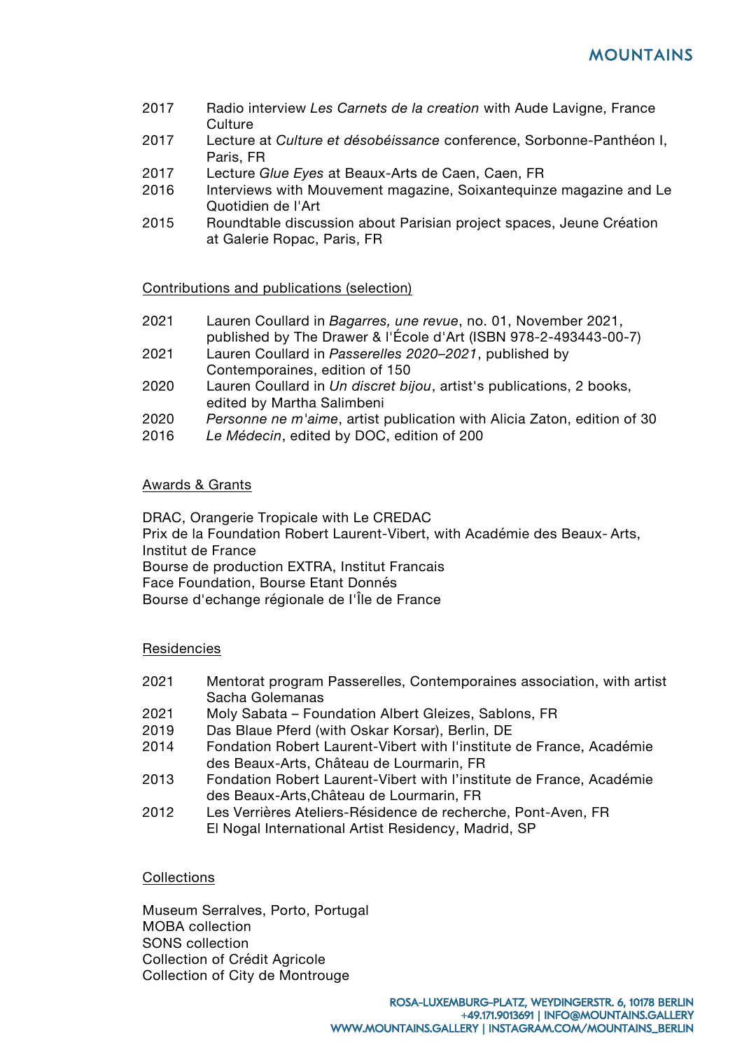2017 Radio interview *Les Carnets de la creation* with Aude Lavigne, France Culture

2017 Lecture at *Culture et désobéissance* conference, Sorbonne-Panthéon I, Paris, FR

2017 Lecture *Glue Eyes* at Beaux-Arts de Caen, Caen, FR

2016 Interviews with Mouvement magazine, Soixantequinze magazine and Le Quotidien de l'Art

2015 Roundtable discussion about Parisian project spaces, Jeune Création at Galerie Ropac, Paris, FR

## Contributions and publications (selection)

2021 Lauren Coullard in *Bagarres, une revue*, no. 01, November 2021, published by The Drawer & l'École d'Art (ISBN 978-2-493443-00-7)

2021 Lauren Coullard in *Passerelles 2020–2021*, published by Contemporaines, edition of 150

2020 Lauren Coullard in *Un discret bijou*, artist's publications, 2 books, edited by Martha Salimbeni

2020 *Personne ne m'aime*, artist publication with Alicia Zaton, edition of 30

2016 *Le Médecin*, edited by DOC, edition of 200

## Awards & Grants

DRAC, Orangerie Tropicale with Le CREDAC
Prix de la Foundation Robert Laurent-Vibert, with Académie des Beaux- Arts, Institut de France
Bourse de production EXTRA, Institut Francais
Face Foundation, Bourse Etant Donnés
Bourse d'echange régionale de l'Île de France

## Residencies

2021 Mentorat program Passerelles, Contemporaines association, with artist Sacha Golemanas

2021 Moly Sabata – Foundation Albert Gleizes, Sablons, FR

2019 Das Blaue Pferd (with Oskar Korsar), Berlin, DE

2014 Fondation Robert Laurent-Vibert with l'institute de France, Académie des Beaux-Arts, Château de Lourmarin, FR

2013 Fondation Robert Laurent-Vibert with l'institute de France, Académie des Beaux-Arts,Château de Lourmarin, FR

2012 Les Verrières Ateliers-Résidence de recherche, Pont-Aven, FR
El Nogal International Artist Residency, Madrid, SP

## Collections

Museum Serralves, Porto, Portugal
MOBA collection
SONS collection
Collection of Crédit Agricole
Collection of City de Montrouge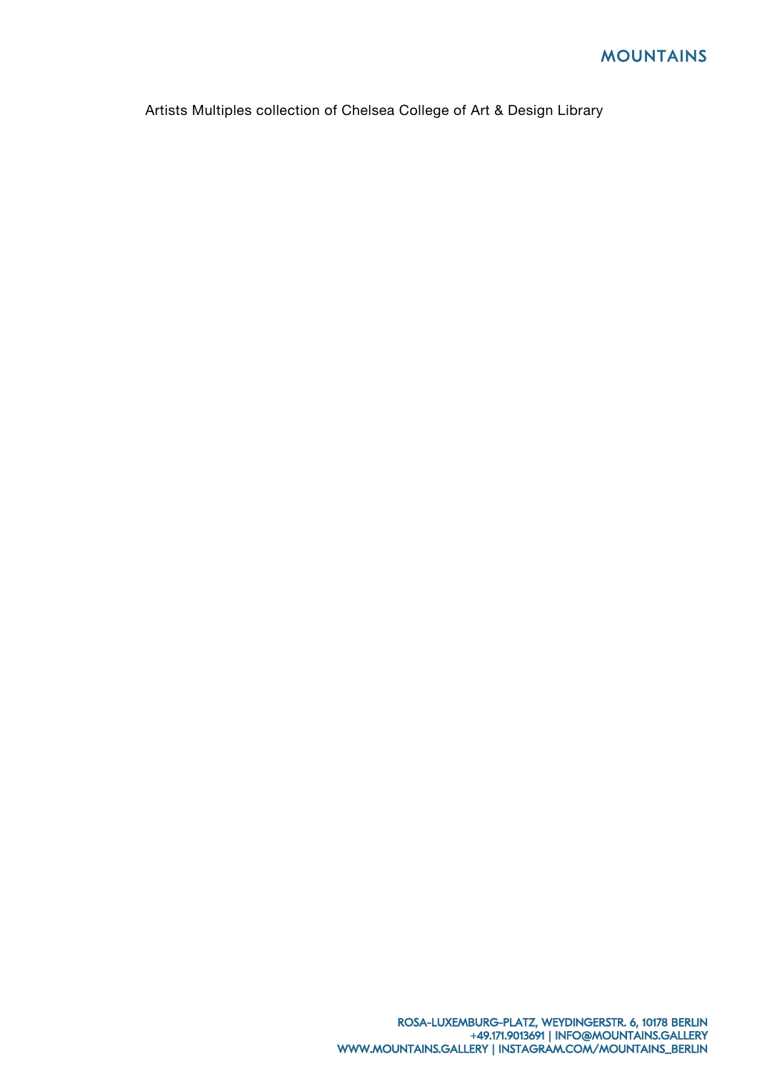Artists Multiples collection of Chelsea College of Art & Design Library